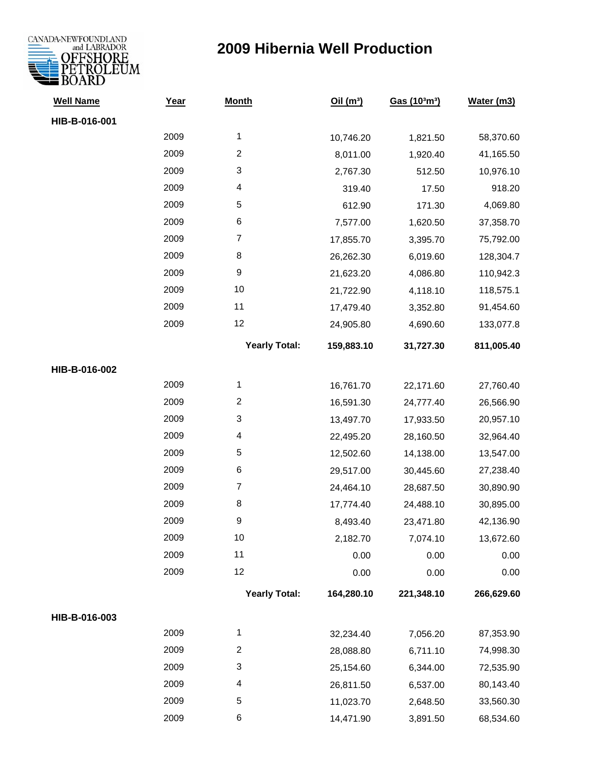CANADA-NEWFOUNDLAND and LABRADOR OFFSHORE PETROLEUM BOARD

# 2009 Hibernia Well Production

| Well Name | Year | Month | Oil (m³) | Gas (10³m³) | Water (m3) |
|---|---|---|---|---|---|
| **HIB-B-016-001** | | | | | |
| | 2009 | 1 | 10,746.20 | 1,821.50 | 58,370.60 |
| | 2009 | 2 | 8,011.00 | 1,920.40 | 41,165.50 |
| | 2009 | 3 | 2,767.30 | 512.50 | 10,976.10 |
| | 2009 | 4 | 319.40 | 17.50 | 918.20 |
| | 2009 | 5 | 612.90 | 171.30 | 4,069.80 |
| | 2009 | 6 | 7,577.00 | 1,620.50 | 37,358.70 |
| | 2009 | 7 | 17,855.70 | 3,395.70 | 75,792.00 |
| | 2009 | 8 | 26,262.30 | 6,019.60 | 128,304.7 |
| | 2009 | 9 | 21,623.20 | 4,086.80 | 110,942.3 |
| | 2009 | 10 | 21,722.90 | 4,118.10 | 118,575.1 |
| | 2009 | 11 | 17,479.40 | 3,352.80 | 91,454.60 |
| | 2009 | 12 | 24,905.80 | 4,690.60 | 133,077.8 |
| | | **Yearly Total:** | **159,883.10** | **31,727.30** | **811,005.40** |
| **HIB-B-016-002** | | | | | |
| | 2009 | 1 | 16,761.70 | 22,171.60 | 27,760.40 |
| | 2009 | 2 | 16,591.30 | 24,777.40 | 26,566.90 |
| | 2009 | 3 | 13,497.70 | 17,933.50 | 20,957.10 |
| | 2009 | 4 | 22,495.20 | 28,160.50 | 32,964.40 |
| | 2009 | 5 | 12,502.60 | 14,138.00 | 13,547.00 |
| | 2009 | 6 | 29,517.00 | 30,445.60 | 27,238.40 |
| | 2009 | 7 | 24,464.10 | 28,687.50 | 30,890.90 |
| | 2009 | 8 | 17,774.40 | 24,488.10 | 30,895.00 |
| | 2009 | 9 | 8,493.40 | 23,471.80 | 42,136.90 |
| | 2009 | 10 | 2,182.70 | 7,074.10 | 13,672.60 |
| | 2009 | 11 | 0.00 | 0.00 | 0.00 |
| | 2009 | 12 | 0.00 | 0.00 | 0.00 |
| | | **Yearly Total:** | **164,280.10** | **221,348.10** | **266,629.60** |
| **HIB-B-016-003** | | | | | |
| | 2009 | 1 | 32,234.40 | 7,056.20 | 87,353.90 |
| | 2009 | 2 | 28,088.80 | 6,711.10 | 74,998.30 |
| | 2009 | 3 | 25,154.60 | 6,344.00 | 72,535.90 |
| | 2009 | 4 | 26,811.50 | 6,537.00 | 80,143.40 |
| | 2009 | 5 | 11,023.70 | 2,648.50 | 33,560.30 |
| | 2009 | 6 | 14,471.90 | 3,891.50 | 68,534.60 |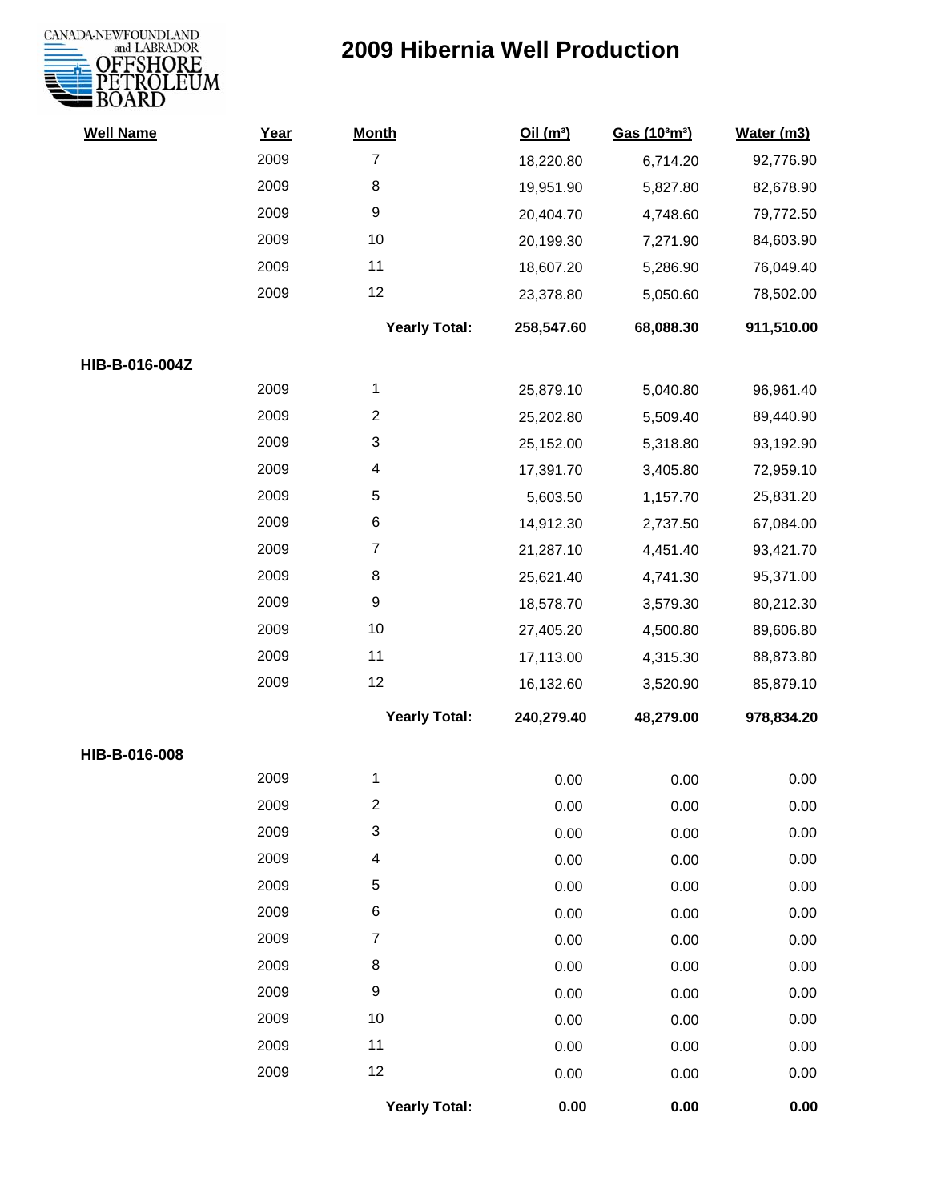# 2009 Hibernia Well Production

| Well Name | Year | Month | Oil ($m^3$) | Gas ($10^3m^3$) | Water (m3) |
|---|---|---|---|---|---|
| | 2009 | 7 | 18,220.80 | 6,714.20 | 92,776.90 |
| | 2009 | 8 | 19,951.90 | 5,827.80 | 82,678.90 |
| | 2009 | 9 | 20,404.70 | 4,748.60 | 79,772.50 |
| | 2009 | 10 | 20,199.30 | 7,271.90 | 84,603.90 |
| | 2009 | 11 | 18,607.20 | 5,286.90 | 76,049.40 |
| | 2009 | 12 | 23,378.80 | 5,050.60 | 78,502.00 |
| | | **Yearly Total:** | **258,547.60** | **68,088.30** | **911,510.00** |
| **HIB-B-016-004Z** | | | | | |
| | 2009 | 1 | 25,879.10 | 5,040.80 | 96,961.40 |
| | 2009 | 2 | 25,202.80 | 5,509.40 | 89,440.90 |
| | 2009 | 3 | 25,152.00 | 5,318.80 | 93,192.90 |
| | 2009 | 4 | 17,391.70 | 3,405.80 | 72,959.10 |
| | 2009 | 5 | 5,603.50 | 1,157.70 | 25,831.20 |
| | 2009 | 6 | 14,912.30 | 2,737.50 | 67,084.00 |
| | 2009 | 7 | 21,287.10 | 4,451.40 | 93,421.70 |
| | 2009 | 8 | 25,621.40 | 4,741.30 | 95,371.00 |
| | 2009 | 9 | 18,578.70 | 3,579.30 | 80,212.30 |
| | 2009 | 10 | 27,405.20 | 4,500.80 | 89,606.80 |
| | 2009 | 11 | 17,113.00 | 4,315.30 | 88,873.80 |
| | 2009 | 12 | 16,132.60 | 3,520.90 | 85,879.10 |
| | | **Yearly Total:** | **240,279.40** | **48,279.00** | **978,834.20** |
| **HIB-B-016-008** | | | | | |
| | 2009 | 1 | 0.00 | 0.00 | 0.00 |
| | 2009 | 2 | 0.00 | 0.00 | 0.00 |
| | 2009 | 3 | 0.00 | 0.00 | 0.00 |
| | 2009 | 4 | 0.00 | 0.00 | 0.00 |
| | 2009 | 5 | 0.00 | 0.00 | 0.00 |
| | 2009 | 6 | 0.00 | 0.00 | 0.00 |
| | 2009 | 7 | 0.00 | 0.00 | 0.00 |
| | 2009 | 8 | 0.00 | 0.00 | 0.00 |
| | 2009 | 9 | 0.00 | 0.00 | 0.00 |
| | 2009 | 10 | 0.00 | 0.00 | 0.00 |
| | 2009 | 11 | 0.00 | 0.00 | 0.00 |
| | 2009 | 12 | 0.00 | 0.00 | 0.00 |
| | | **Yearly Total:** | **0.00** | **0.00** | **0.00** |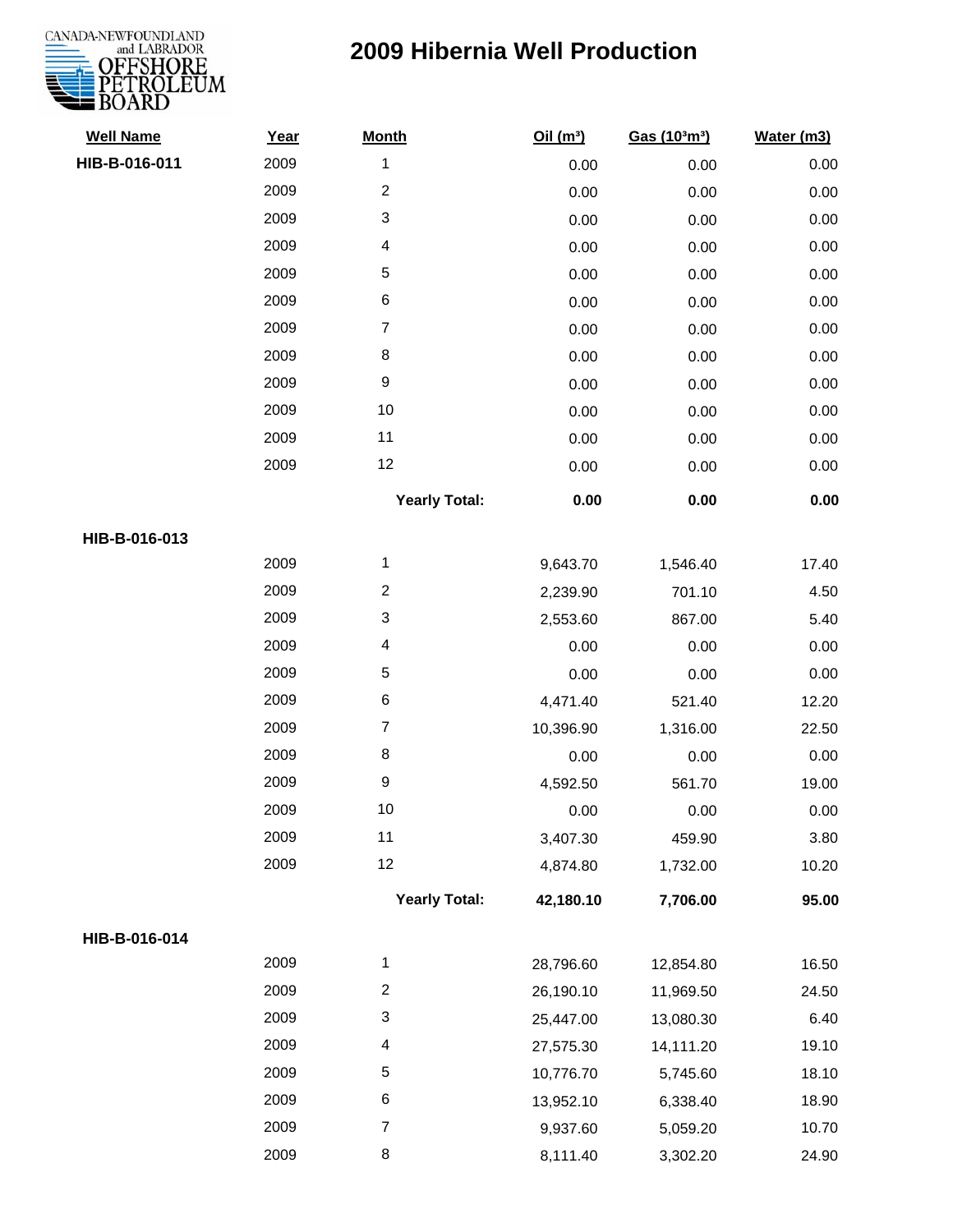# 2009 Hibernia Well Production

| Well Name | Year | Month | Oil ($m^3$) | Gas ($10^3m^3$) | Water (m3) |
|---|---|---|---|---|---|
| HIB-B-016-011 | 2009 | 1 | 0.00 | 0.00 | 0.00 |
| | 2009 | 2 | 0.00 | 0.00 | 0.00 |
| | 2009 | 3 | 0.00 | 0.00 | 0.00 |
| | 2009 | 4 | 0.00 | 0.00 | 0.00 |
| | 2009 | 5 | 0.00 | 0.00 | 0.00 |
| | 2009 | 6 | 0.00 | 0.00 | 0.00 |
| | 2009 | 7 | 0.00 | 0.00 | 0.00 |
| | 2009 | 8 | 0.00 | 0.00 | 0.00 |
| | 2009 | 9 | 0.00 | 0.00 | 0.00 |
| | 2009 | 10 | 0.00 | 0.00 | 0.00 |
| | 2009 | 11 | 0.00 | 0.00 | 0.00 |
| | 2009 | 12 | 0.00 | 0.00 | 0.00 |
| | | **Yearly Total:** | **0.00** | **0.00** | **0.00** |
| HIB-B-016-013 | | | | | |
| | 2009 | 1 | 9,643.70 | 1,546.40 | 17.40 |
| | 2009 | 2 | 2,239.90 | 701.10 | 4.50 |
| | 2009 | 3 | 2,553.60 | 867.00 | 5.40 |
| | 2009 | 4 | 0.00 | 0.00 | 0.00 |
| | 2009 | 5 | 0.00 | 0.00 | 0.00 |
| | 2009 | 6 | 4,471.40 | 521.40 | 12.20 |
| | 2009 | 7 | 10,396.90 | 1,316.00 | 22.50 |
| | 2009 | 8 | 0.00 | 0.00 | 0.00 |
| | 2009 | 9 | 4,592.50 | 561.70 | 19.00 |
| | 2009 | 10 | 0.00 | 0.00 | 0.00 |
| | 2009 | 11 | 3,407.30 | 459.90 | 3.80 |
| | 2009 | 12 | 4,874.80 | 1,732.00 | 10.20 |
| | | **Yearly Total:** | **42,180.10** | **7,706.00** | **95.00** |
| HIB-B-016-014 | | | | | |
| | 2009 | 1 | 28,796.60 | 12,854.80 | 16.50 |
| | 2009 | 2 | 26,190.10 | 11,969.50 | 24.50 |
| | 2009 | 3 | 25,447.00 | 13,080.30 | 6.40 |
| | 2009 | 4 | 27,575.30 | 14,111.20 | 19.10 |
| | 2009 | 5 | 10,776.70 | 5,745.60 | 18.10 |
| | 2009 | 6 | 13,952.10 | 6,338.40 | 18.90 |
| | 2009 | 7 | 9,937.60 | 5,059.20 | 10.70 |
| | 2009 | 8 | 8,111.40 | 3,302.20 | 24.90 |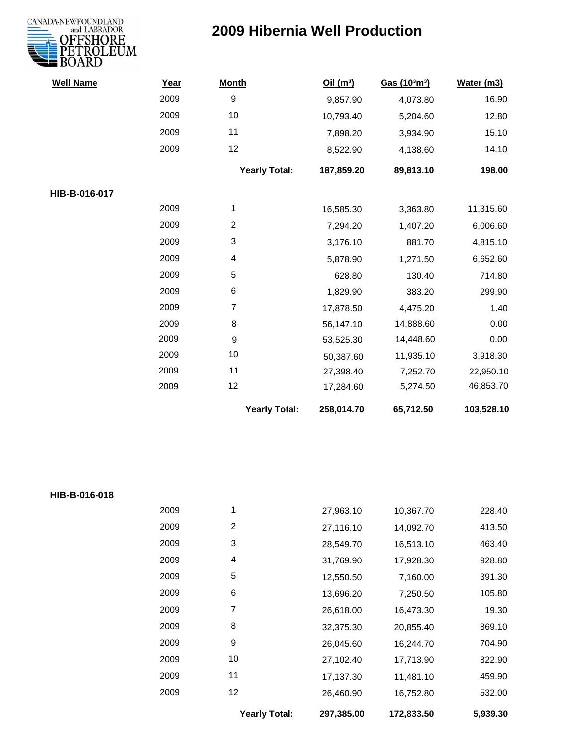# 2009 Hibernia Well Production

| Well Name | Year | Month | Oil ($m^3$) | Gas ($10^3m^3$) | Water (m3) |
|---|---|---|---|---|---|
| | 2009 | 9 | 9,857.90 | 4,073.80 | 16.90 |
| | 2009 | 10 | 10,793.40 | 5,204.60 | 12.80 |
| | 2009 | 11 | 7,898.20 | 3,934.90 | 15.10 |
| | 2009 | 12 | 8,522.90 | 4,138.60 | 14.10 |
| | | **Yearly Total:** | **187,859.20** | **89,813.10** | **198.00** |
| **HIB-B-016-017** | | | | | |
| | 2009 | 1 | 16,585.30 | 3,363.80 | 11,315.60 |
| | 2009 | 2 | 7,294.20 | 1,407.20 | 6,006.60 |
| | 2009 | 3 | 3,176.10 | 881.70 | 4,815.10 |
| | 2009 | 4 | 5,878.90 | 1,271.50 | 6,652.60 |
| | 2009 | 5 | 628.80 | 130.40 | 714.80 |
| | 2009 | 6 | 1,829.90 | 383.20 | 299.90 |
| | 2009 | 7 | 17,878.50 | 4,475.20 | 1.40 |
| | 2009 | 8 | 56,147.10 | 14,888.60 | 0.00 |
| | 2009 | 9 | 53,525.30 | 14,448.60 | 0.00 |
| | 2009 | 10 | 50,387.60 | 11,935.10 | 3,918.30 |
| | 2009 | 11 | 27,398.40 | 7,252.70 | 22,950.10 |
| | 2009 | 12 | 17,284.60 | 5,274.50 | 46,853.70 |
| | | **Yearly Total:** | **258,014.70** | **65,712.50** | **103,528.10** |
| **HIB-B-016-018** | | | | | |
| | 2009 | 1 | 27,963.10 | 10,367.70 | 228.40 |
| | 2009 | 2 | 27,116.10 | 14,092.70 | 413.50 |
| | 2009 | 3 | 28,549.70 | 16,513.10 | 463.40 |
| | 2009 | 4 | 31,769.90 | 17,928.30 | 928.80 |
| | 2009 | 5 | 12,550.50 | 7,160.00 | 391.30 |
| | 2009 | 6 | 13,696.20 | 7,250.50 | 105.80 |
| | 2009 | 7 | 26,618.00 | 16,473.30 | 19.30 |
| | 2009 | 8 | 32,375.30 | 20,855.40 | 869.10 |
| | 2009 | 9 | 26,045.60 | 16,244.70 | 704.90 |
| | 2009 | 10 | 27,102.40 | 17,713.90 | 822.90 |
| | 2009 | 11 | 17,137.30 | 11,481.10 | 459.90 |
| | 2009 | 12 | 26,460.90 | 16,752.80 | 532.00 |
| | | **Yearly Total:** | **297,385.00** | **172,833.50** | **5,939.30** |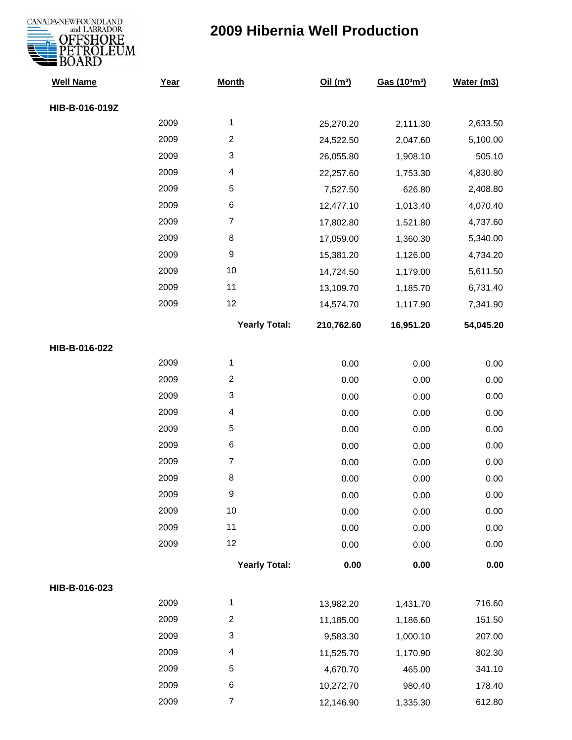# 2009 Hibernia Well Production

CANADA-NEWFOUNDLAND and LABRADOR OFFSHORE PETROLEUM BOARD

| Well Name | Year | Month | Oil (m³) | Gas (10³m³) | Water (m3) |
|---|---|---|---|---|---|
| HIB-B-016-019Z | | | | | |
| | 2009 | 1 | 25,270.20 | 2,111.30 | 2,633.50 |
| | 2009 | 2 | 24,522.50 | 2,047.60 | 5,100.00 |
| | 2009 | 3 | 26,055.80 | 1,908.10 | 505.10 |
| | 2009 | 4 | 22,257.60 | 1,753.30 | 4,830.80 |
| | 2009 | 5 | 7,527.50 | 626.80 | 2,408.80 |
| | 2009 | 6 | 12,477.10 | 1,013.40 | 4,070.40 |
| | 2009 | 7 | 17,802.80 | 1,521.80 | 4,737.60 |
| | 2009 | 8 | 17,059.00 | 1,360.30 | 5,340.00 |
| | 2009 | 9 | 15,381.20 | 1,126.00 | 4,734.20 |
| | 2009 | 10 | 14,724.50 | 1,179.00 | 5,611.50 |
| | 2009 | 11 | 13,109.70 | 1,185.70 | 6,731.40 |
| | 2009 | 12 | 14,574.70 | 1,117.90 | 7,341.90 |
| | | **Yearly Total:** | **210,762.60** | **16,951.20** | **54,045.20** |
| HIB-B-016-022 | | | | | |
| | 2009 | 1 | 0.00 | 0.00 | 0.00 |
| | 2009 | 2 | 0.00 | 0.00 | 0.00 |
| | 2009 | 3 | 0.00 | 0.00 | 0.00 |
| | 2009 | 4 | 0.00 | 0.00 | 0.00 |
| | 2009 | 5 | 0.00 | 0.00 | 0.00 |
| | 2009 | 6 | 0.00 | 0.00 | 0.00 |
| | 2009 | 7 | 0.00 | 0.00 | 0.00 |
| | 2009 | 8 | 0.00 | 0.00 | 0.00 |
| | 2009 | 9 | 0.00 | 0.00 | 0.00 |
| | 2009 | 10 | 0.00 | 0.00 | 0.00 |
| | 2009 | 11 | 0.00 | 0.00 | 0.00 |
| | 2009 | 12 | 0.00 | 0.00 | 0.00 |
| | | **Yearly Total:** | **0.00** | **0.00** | **0.00** |
| HIB-B-016-023 | | | | | |
| | 2009 | 1 | 13,982.20 | 1,431.70 | 716.60 |
| | 2009 | 2 | 11,185.00 | 1,186.60 | 151.50 |
| | 2009 | 3 | 9,583.30 | 1,000.10 | 207.00 |
| | 2009 | 4 | 11,525.70 | 1,170.90 | 802.30 |
| | 2009 | 5 | 4,670.70 | 465.00 | 341.10 |
| | 2009 | 6 | 10,272.70 | 980.40 | 178.40 |
| | 2009 | 7 | 12,146.90 | 1,335.30 | 612.80 |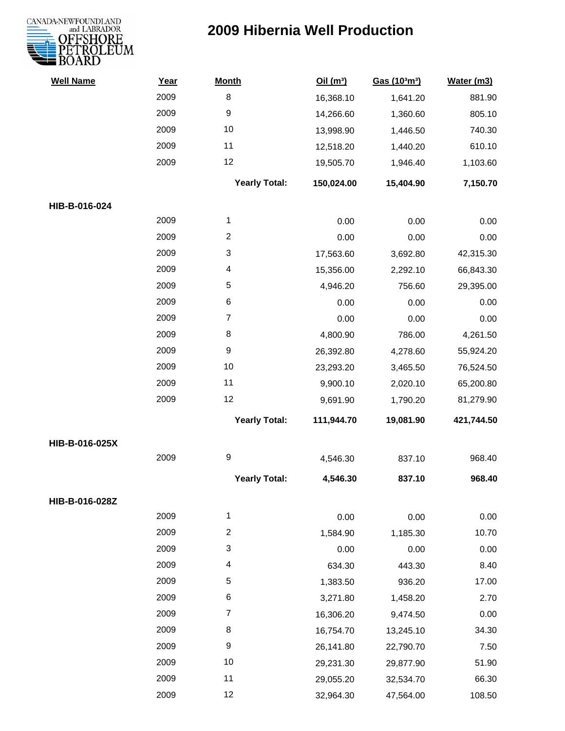# 2009 Hibernia Well Production

| Well Name | Year | Month | Oil ($m^3$) | Gas ($10^3m^3$) | Water (m3) |
|---|---|---|---|---|---|
| | 2009 | 8 | 16,368.10 | 1,641.20 | 881.90 |
| | 2009 | 9 | 14,266.60 | 1,360.60 | 805.10 |
| | 2009 | 10 | 13,998.90 | 1,446.50 | 740.30 |
| | 2009 | 11 | 12,518.20 | 1,440.20 | 610.10 |
| | 2009 | 12 | 19,505.70 | 1,946.40 | 1,103.60 |
| | | **Yearly Total:** | **150,024.00** | **15,404.90** | **7,150.70** |
| **HIB-B-016-024** | | | | | |
| | 2009 | 1 | 0.00 | 0.00 | 0.00 |
| | 2009 | 2 | 0.00 | 0.00 | 0.00 |
| | 2009 | 3 | 17,563.60 | 3,692.80 | 42,315.30 |
| | 2009 | 4 | 15,356.00 | 2,292.10 | 66,843.30 |
| | 2009 | 5 | 4,946.20 | 756.60 | 29,395.00 |
| | 2009 | 6 | 0.00 | 0.00 | 0.00 |
| | 2009 | 7 | 0.00 | 0.00 | 0.00 |
| | 2009 | 8 | 4,800.90 | 786.00 | 4,261.50 |
| | 2009 | 9 | 26,392.80 | 4,278.60 | 55,924.20 |
| | 2009 | 10 | 23,293.20 | 3,465.50 | 76,524.50 |
| | 2009 | 11 | 9,900.10 | 2,020.10 | 65,200.80 |
| | 2009 | 12 | 9,691.90 | 1,790.20 | 81,279.90 |
| | | **Yearly Total:** | **111,944.70** | **19,081.90** | **421,744.50** |
| **HIB-B-016-025X** | | | | | |
| | 2009 | 9 | 4,546.30 | 837.10 | 968.40 |
| | | **Yearly Total:** | **4,546.30** | **837.10** | **968.40** |
| **HIB-B-016-028Z** | | | | | |
| | 2009 | 1 | 0.00 | 0.00 | 0.00 |
| | 2009 | 2 | 1,584.90 | 1,185.30 | 10.70 |
| | 2009 | 3 | 0.00 | 0.00 | 0.00 |
| | 2009 | 4 | 634.30 | 443.30 | 8.40 |
| | 2009 | 5 | 1,383.50 | 936.20 | 17.00 |
| | 2009 | 6 | 3,271.80 | 1,458.20 | 2.70 |
| | 2009 | 7 | 16,306.20 | 9,474.50 | 0.00 |
| | 2009 | 8 | 16,754.70 | 13,245.10 | 34.30 |
| | 2009 | 9 | 26,141.80 | 22,790.70 | 7.50 |
| | 2009 | 10 | 29,231.30 | 29,877.90 | 51.90 |
| | 2009 | 11 | 29,055.20 | 32,534.70 | 66.30 |
| | 2009 | 12 | 32,964.30 | 47,564.00 | 108.50 |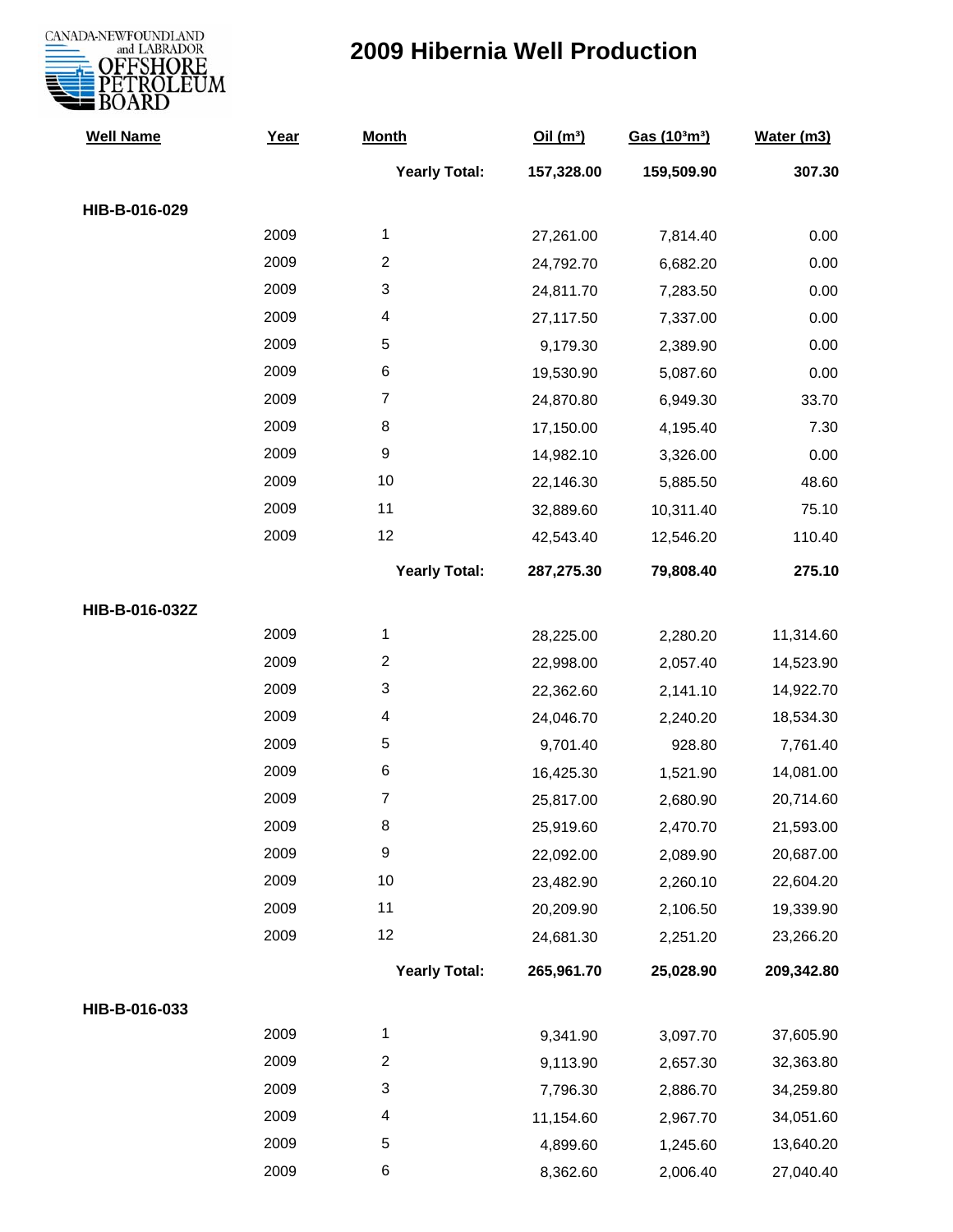# 2009 Hibernia Well Production

| Well Name | Year | Month | Oil ($m^3$) | Gas ($10^3m^3$) | Water (m3) |
|---|---|---|---|---|---|
| | | **Yearly Total:** | **157,328.00** | **159,509.90** | **307.30** |
| **HIB-B-016-029** | | | | | |
| | 2009 | 1 | 27,261.00 | 7,814.40 | 0.00 |
| | 2009 | 2 | 24,792.70 | 6,682.20 | 0.00 |
| | 2009 | 3 | 24,811.70 | 7,283.50 | 0.00 |
| | 2009 | 4 | 27,117.50 | 7,337.00 | 0.00 |
| | 2009 | 5 | 9,179.30 | 2,389.90 | 0.00 |
| | 2009 | 6 | 19,530.90 | 5,087.60 | 0.00 |
| | 2009 | 7 | 24,870.80 | 6,949.30 | 33.70 |
| | 2009 | 8 | 17,150.00 | 4,195.40 | 7.30 |
| | 2009 | 9 | 14,982.10 | 3,326.00 | 0.00 |
| | 2009 | 10 | 22,146.30 | 5,885.50 | 48.60 |
| | 2009 | 11 | 32,889.60 | 10,311.40 | 75.10 |
| | 2009 | 12 | 42,543.40 | 12,546.20 | 110.40 |
| | | **Yearly Total:** | **287,275.30** | **79,808.40** | **275.10** |
| **HIB-B-016-032Z** | | | | | |
| | 2009 | 1 | 28,225.00 | 2,280.20 | 11,314.60 |
| | 2009 | 2 | 22,998.00 | 2,057.40 | 14,523.90 |
| | 2009 | 3 | 22,362.60 | 2,141.10 | 14,922.70 |
| | 2009 | 4 | 24,046.70 | 2,240.20 | 18,534.30 |
| | 2009 | 5 | 9,701.40 | 928.80 | 7,761.40 |
| | 2009 | 6 | 16,425.30 | 1,521.90 | 14,081.00 |
| | 2009 | 7 | 25,817.00 | 2,680.90 | 20,714.60 |
| | 2009 | 8 | 25,919.60 | 2,470.70 | 21,593.00 |
| | 2009 | 9 | 22,092.00 | 2,089.90 | 20,687.00 |
| | 2009 | 10 | 23,482.90 | 2,260.10 | 22,604.20 |
| | 2009 | 11 | 20,209.90 | 2,106.50 | 19,339.90 |
| | 2009 | 12 | 24,681.30 | 2,251.20 | 23,266.20 |
| | | **Yearly Total:** | **265,961.70** | **25,028.90** | **209,342.80** |
| **HIB-B-016-033** | | | | | |
| | 2009 | 1 | 9,341.90 | 3,097.70 | 37,605.90 |
| | 2009 | 2 | 9,113.90 | 2,657.30 | 32,363.80 |
| | 2009 | 3 | 7,796.30 | 2,886.70 | 34,259.80 |
| | 2009 | 4 | 11,154.60 | 2,967.70 | 34,051.60 |
| | 2009 | 5 | 4,899.60 | 1,245.60 | 13,640.20 |
| | 2009 | 6 | 8,362.60 | 2,006.40 | 27,040.40 |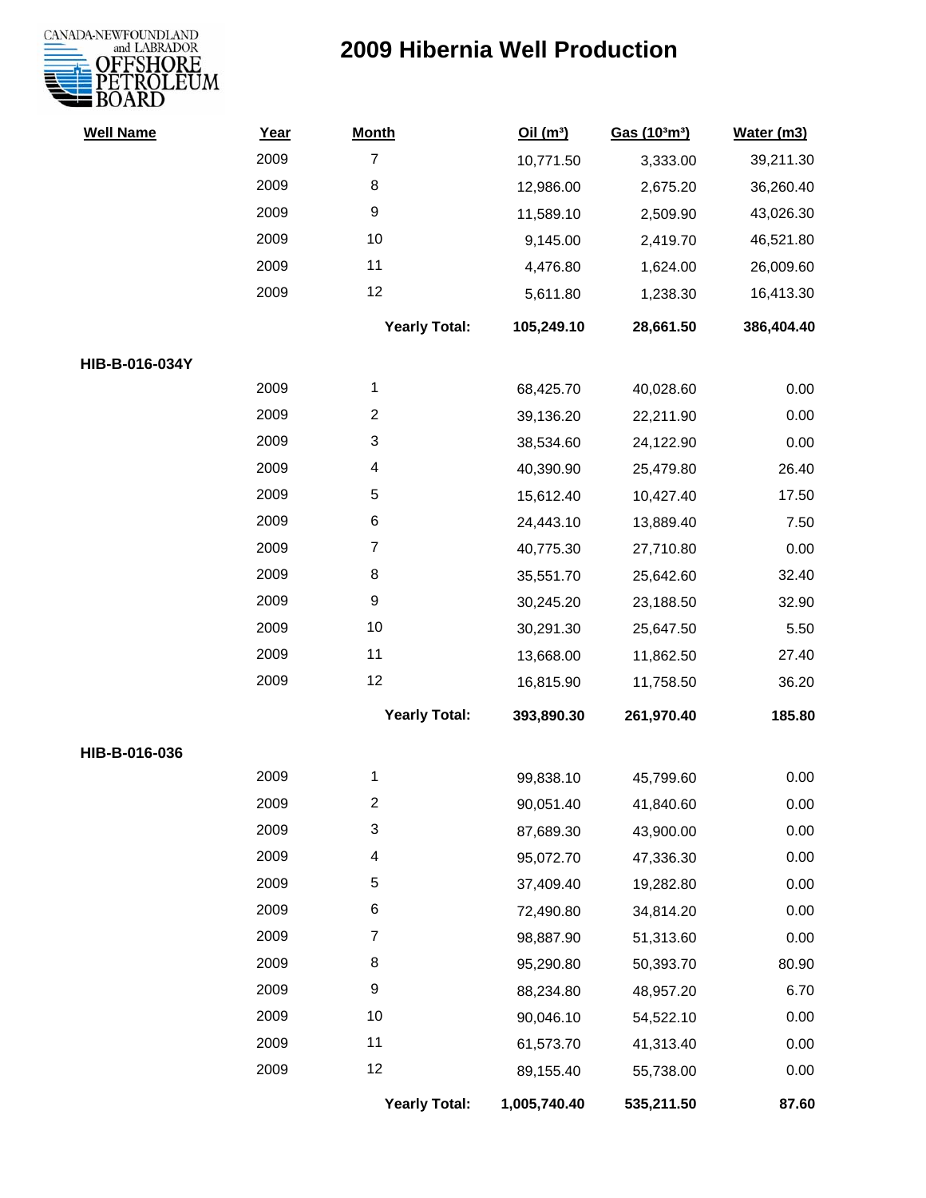# 2009 Hibernia Well Production

| Well Name | Year | Month | Oil ($m^3$) | Gas ($10^3m^3$) | Water (m3) |
|---|---|---|---|---|---|
| | 2009 | 7 | 10,771.50 | 3,333.00 | 39,211.30 |
| | 2009 | 8 | 12,986.00 | 2,675.20 | 36,260.40 |
| | 2009 | 9 | 11,589.10 | 2,509.90 | 43,026.30 |
| | 2009 | 10 | 9,145.00 | 2,419.70 | 46,521.80 |
| | 2009 | 11 | 4,476.80 | 1,624.00 | 26,009.60 |
| | 2009 | 12 | 5,611.80 | 1,238.30 | 16,413.30 |
| | | **Yearly Total:** | **105,249.10** | **28,661.50** | **386,404.40** |
| **HIB-B-016-034Y** | | | | | |
| | 2009 | 1 | 68,425.70 | 40,028.60 | 0.00 |
| | 2009 | 2 | 39,136.20 | 22,211.90 | 0.00 |
| | 2009 | 3 | 38,534.60 | 24,122.90 | 0.00 |
| | 2009 | 4 | 40,390.90 | 25,479.80 | 26.40 |
| | 2009 | 5 | 15,612.40 | 10,427.40 | 17.50 |
| | 2009 | 6 | 24,443.10 | 13,889.40 | 7.50 |
| | 2009 | 7 | 40,775.30 | 27,710.80 | 0.00 |
| | 2009 | 8 | 35,551.70 | 25,642.60 | 32.40 |
| | 2009 | 9 | 30,245.20 | 23,188.50 | 32.90 |
| | 2009 | 10 | 30,291.30 | 25,647.50 | 5.50 |
| | 2009 | 11 | 13,668.00 | 11,862.50 | 27.40 |
| | 2009 | 12 | 16,815.90 | 11,758.50 | 36.20 |
| | | **Yearly Total:** | **393,890.30** | **261,970.40** | **185.80** |
| **HIB-B-016-036** | | | | | |
| | 2009 | 1 | 99,838.10 | 45,799.60 | 0.00 |
| | 2009 | 2 | 90,051.40 | 41,840.60 | 0.00 |
| | 2009 | 3 | 87,689.30 | 43,900.00 | 0.00 |
| | 2009 | 4 | 95,072.70 | 47,336.30 | 0.00 |
| | 2009 | 5 | 37,409.40 | 19,282.80 | 0.00 |
| | 2009 | 6 | 72,490.80 | 34,814.20 | 0.00 |
| | 2009 | 7 | 98,887.90 | 51,313.60 | 0.00 |
| | 2009 | 8 | 95,290.80 | 50,393.70 | 80.90 |
| | 2009 | 9 | 88,234.80 | 48,957.20 | 6.70 |
| | 2009 | 10 | 90,046.10 | 54,522.10 | 0.00 |
| | 2009 | 11 | 61,573.70 | 41,313.40 | 0.00 |
| | 2009 | 12 | 89,155.40 | 55,738.00 | 0.00 |
| | | **Yearly Total:** | **1,005,740.40** | **535,211.50** | **87.60** |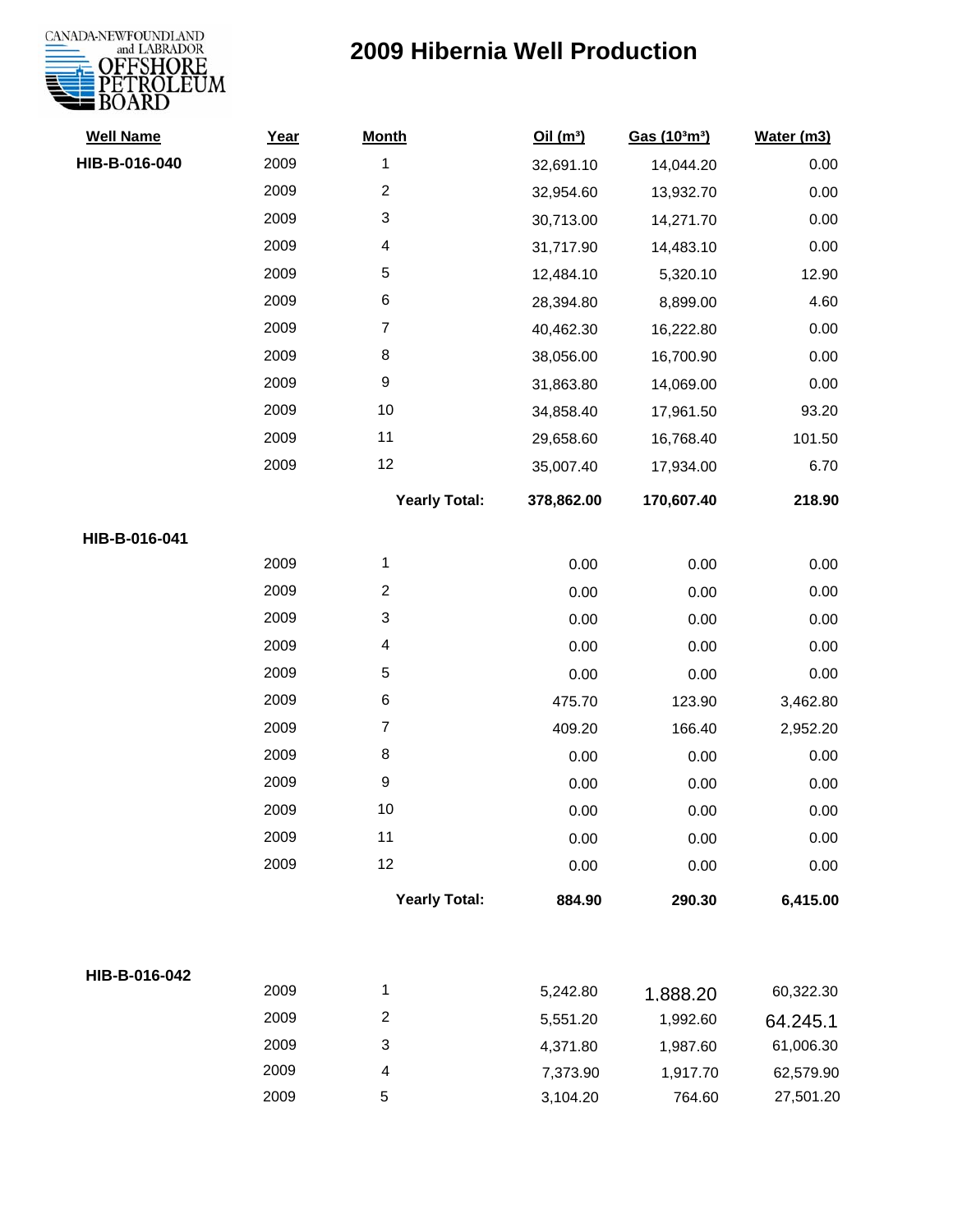# 2009 Hibernia Well Production

CANADA-NEWFOUNDLAND and LABRADOR OFFSHORE PETROLEUM BOARD

| Well Name | Year | Month | Oil (m³) | Gas (10³m³) | Water (m3) |
|---|---|---|---|---|---|
| HIB-B-016-040 | 2009 | 1 | 32,691.10 | 14,044.20 | 0.00 |
| | 2009 | 2 | 32,954.60 | 13,932.70 | 0.00 |
| | 2009 | 3 | 30,713.00 | 14,271.70 | 0.00 |
| | 2009 | 4 | 31,717.90 | 14,483.10 | 0.00 |
| | 2009 | 5 | 12,484.10 | 5,320.10 | 12.90 |
| | 2009 | 6 | 28,394.80 | 8,899.00 | 4.60 |
| | 2009 | 7 | 40,462.30 | 16,222.80 | 0.00 |
| | 2009 | 8 | 38,056.00 | 16,700.90 | 0.00 |
| | 2009 | 9 | 31,863.80 | 14,069.00 | 0.00 |
| | 2009 | 10 | 34,858.40 | 17,961.50 | 93.20 |
| | 2009 | 11 | 29,658.60 | 16,768.40 | 101.50 |
| | 2009 | 12 | 35,007.40 | 17,934.00 | 6.70 |
| | | **Yearly Total:** | **378,862.00** | **170,607.40** | **218.90** |
| HIB-B-016-041 | 2009 | 1 | 0.00 | 0.00 | 0.00 |
| | 2009 | 2 | 0.00 | 0.00 | 0.00 |
| | 2009 | 3 | 0.00 | 0.00 | 0.00 |
| | 2009 | 4 | 0.00 | 0.00 | 0.00 |
| | 2009 | 5 | 0.00 | 0.00 | 0.00 |
| | 2009 | 6 | 475.70 | 123.90 | 3,462.80 |
| | 2009 | 7 | 409.20 | 166.40 | 2,952.20 |
| | 2009 | 8 | 0.00 | 0.00 | 0.00 |
| | 2009 | 9 | 0.00 | 0.00 | 0.00 |
| | 2009 | 10 | 0.00 | 0.00 | 0.00 |
| | 2009 | 11 | 0.00 | 0.00 | 0.00 |
| | 2009 | 12 | 0.00 | 0.00 | 0.00 |
| | | **Yearly Total:** | **884.90** | **290.30** | **6,415.00** |
| HIB-B-016-042 | 2009 | 1 | 5,242.80 | 1.888.20 | 60,322.30 |
| | 2009 | 2 | 5,551.20 | 1,992.60 | 64.245.1 |
| | 2009 | 3 | 4,371.80 | 1,987.60 | 61,006.30 |
| | 2009 | 4 | 7,373.90 | 1,917.70 | 62,579.90 |
| | 2009 | 5 | 3,104.20 | 764.60 | 27,501.20 |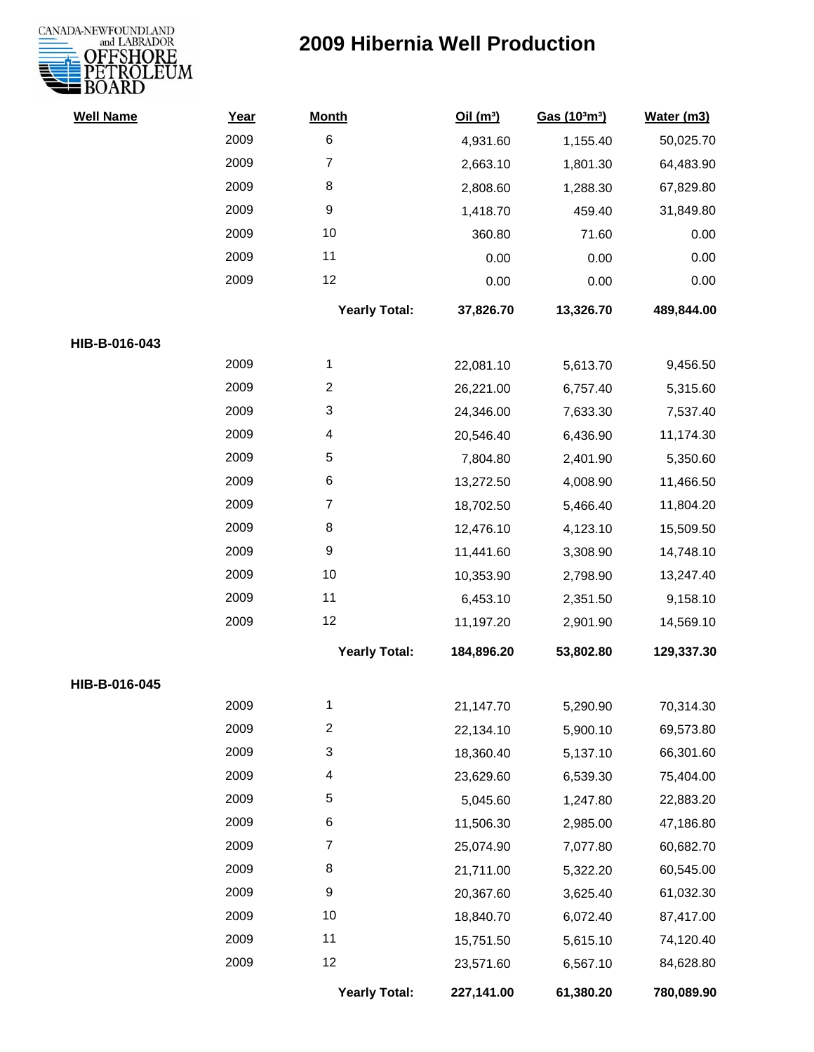# 2009 Hibernia Well Production

CANADA-NEWFOUNDLAND and LABRADOR OFFSHORE PETROLEUM BOARD

| Well Name | Year | Month | Oil ($m^3$) | Gas ($10^3m^3$) | Water (m3) |
|---|---|---|---|---|---|
| | 2009 | 6 | 4,931.60 | 1,155.40 | 50,025.70 |
| | 2009 | 7 | 2,663.10 | 1,801.30 | 64,483.90 |
| | 2009 | 8 | 2,808.60 | 1,288.30 | 67,829.80 |
| | 2009 | 9 | 1,418.70 | 459.40 | 31,849.80 |
| | 2009 | 10 | 360.80 | 71.60 | 0.00 |
| | 2009 | 11 | 0.00 | 0.00 | 0.00 |
| | 2009 | 12 | 0.00 | 0.00 | 0.00 |
| | | **Yearly Total:** | **37,826.70** | **13,326.70** | **489,844.00** |
| **HIB-B-016-043** | | | | | |
| | 2009 | 1 | 22,081.10 | 5,613.70 | 9,456.50 |
| | 2009 | 2 | 26,221.00 | 6,757.40 | 5,315.60 |
| | 2009 | 3 | 24,346.00 | 7,633.30 | 7,537.40 |
| | 2009 | 4 | 20,546.40 | 6,436.90 | 11,174.30 |
| | 2009 | 5 | 7,804.80 | 2,401.90 | 5,350.60 |
| | 2009 | 6 | 13,272.50 | 4,008.90 | 11,466.50 |
| | 2009 | 7 | 18,702.50 | 5,466.40 | 11,804.20 |
| | 2009 | 8 | 12,476.10 | 4,123.10 | 15,509.50 |
| | 2009 | 9 | 11,441.60 | 3,308.90 | 14,748.10 |
| | 2009 | 10 | 10,353.90 | 2,798.90 | 13,247.40 |
| | 2009 | 11 | 6,453.10 | 2,351.50 | 9,158.10 |
| | 2009 | 12 | 11,197.20 | 2,901.90 | 14,569.10 |
| | | **Yearly Total:** | **184,896.20** | **53,802.80** | **129,337.30** |
| **HIB-B-016-045** | | | | | |
| | 2009 | 1 | 21,147.70 | 5,290.90 | 70,314.30 |
| | 2009 | 2 | 22,134.10 | 5,900.10 | 69,573.80 |
| | 2009 | 3 | 18,360.40 | 5,137.10 | 66,301.60 |
| | 2009 | 4 | 23,629.60 | 6,539.30 | 75,404.00 |
| | 2009 | 5 | 5,045.60 | 1,247.80 | 22,883.20 |
| | 2009 | 6 | 11,506.30 | 2,985.00 | 47,186.80 |
| | 2009 | 7 | 25,074.90 | 7,077.80 | 60,682.70 |
| | 2009 | 8 | 21,711.00 | 5,322.20 | 60,545.00 |
| | 2009 | 9 | 20,367.60 | 3,625.40 | 61,032.30 |
| | 2009 | 10 | 18,840.70 | 6,072.40 | 87,417.00 |
| | 2009 | 11 | 15,751.50 | 5,615.10 | 74,120.40 |
| | 2009 | 12 | 23,571.60 | 6,567.10 | 84,628.80 |
| | | **Yearly Total:** | **227,141.00** | **61,380.20** | **780,089.90** |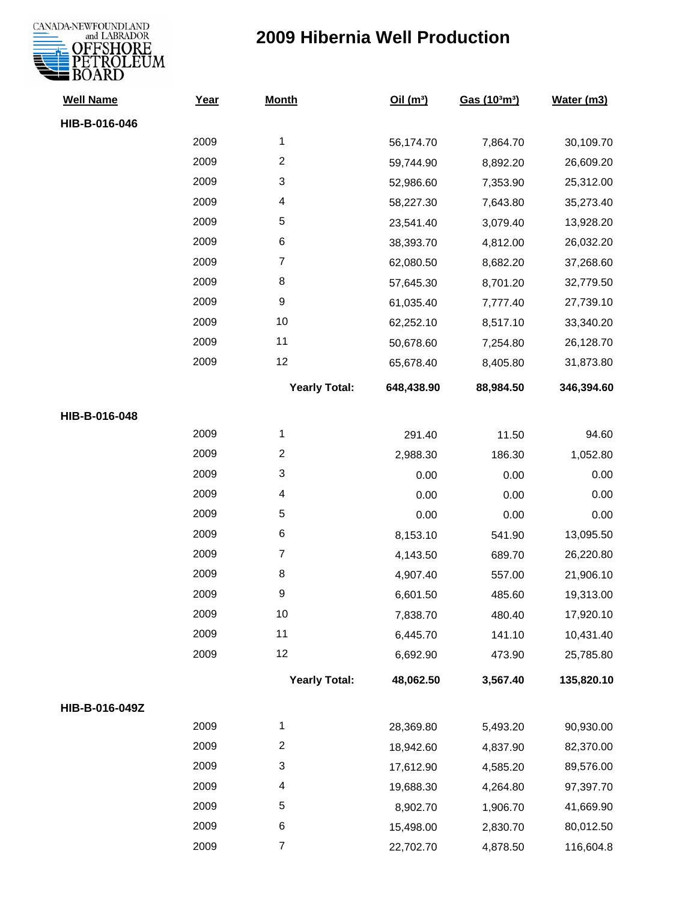# 2009 Hibernia Well Production

CANADA-NEWFOUNDLAND and LABRADOR OFFSHORE PETROLEUM BOARD

| Well Name | Year | Month | Oil ($m^3$) | Gas ($10^3m^3$) | Water (m3) |
|---|---|---|---|---|---|
| **HIB-B-016-046** | | | | | |
| | 2009 | 1 | 56,174.70 | 7,864.70 | 30,109.70 |
| | 2009 | 2 | 59,744.90 | 8,892.20 | 26,609.20 |
| | 2009 | 3 | 52,986.60 | 7,353.90 | 25,312.00 |
| | 2009 | 4 | 58,227.30 | 7,643.80 | 35,273.40 |
| | 2009 | 5 | 23,541.40 | 3,079.40 | 13,928.20 |
| | 2009 | 6 | 38,393.70 | 4,812.00 | 26,032.20 |
| | 2009 | 7 | 62,080.50 | 8,682.20 | 37,268.60 |
| | 2009 | 8 | 57,645.30 | 8,701.20 | 32,779.50 |
| | 2009 | 9 | 61,035.40 | 7,777.40 | 27,739.10 |
| | 2009 | 10 | 62,252.10 | 8,517.10 | 33,340.20 |
| | 2009 | 11 | 50,678.60 | 7,254.80 | 26,128.70 |
| | 2009 | 12 | 65,678.40 | 8,405.80 | 31,873.80 |
| | | **Yearly Total:** | **648,438.90** | **88,984.50** | **346,394.60** |
| **HIB-B-016-048** | | | | | |
| | 2009 | 1 | 291.40 | 11.50 | 94.60 |
| | 2009 | 2 | 2,988.30 | 186.30 | 1,052.80 |
| | 2009 | 3 | 0.00 | 0.00 | 0.00 |
| | 2009 | 4 | 0.00 | 0.00 | 0.00 |
| | 2009 | 5 | 0.00 | 0.00 | 0.00 |
| | 2009 | 6 | 8,153.10 | 541.90 | 13,095.50 |
| | 2009 | 7 | 4,143.50 | 689.70 | 26,220.80 |
| | 2009 | 8 | 4,907.40 | 557.00 | 21,906.10 |
| | 2009 | 9 | 6,601.50 | 485.60 | 19,313.00 |
| | 2009 | 10 | 7,838.70 | 480.40 | 17,920.10 |
| | 2009 | 11 | 6,445.70 | 141.10 | 10,431.40 |
| | 2009 | 12 | 6,692.90 | 473.90 | 25,785.80 |
| | | **Yearly Total:** | **48,062.50** | **3,567.40** | **135,820.10** |
| **HIB-B-016-049Z** | | | | | |
| | 2009 | 1 | 28,369.80 | 5,493.20 | 90,930.00 |
| | 2009 | 2 | 18,942.60 | 4,837.90 | 82,370.00 |
| | 2009 | 3 | 17,612.90 | 4,585.20 | 89,576.00 |
| | 2009 | 4 | 19,688.30 | 4,264.80 | 97,397.70 |
| | 2009 | 5 | 8,902.70 | 1,906.70 | 41,669.90 |
| | 2009 | 6 | 15,498.00 | 2,830.70 | 80,012.50 |
| | 2009 | 7 | 22,702.70 | 4,878.50 | 116,604.8 |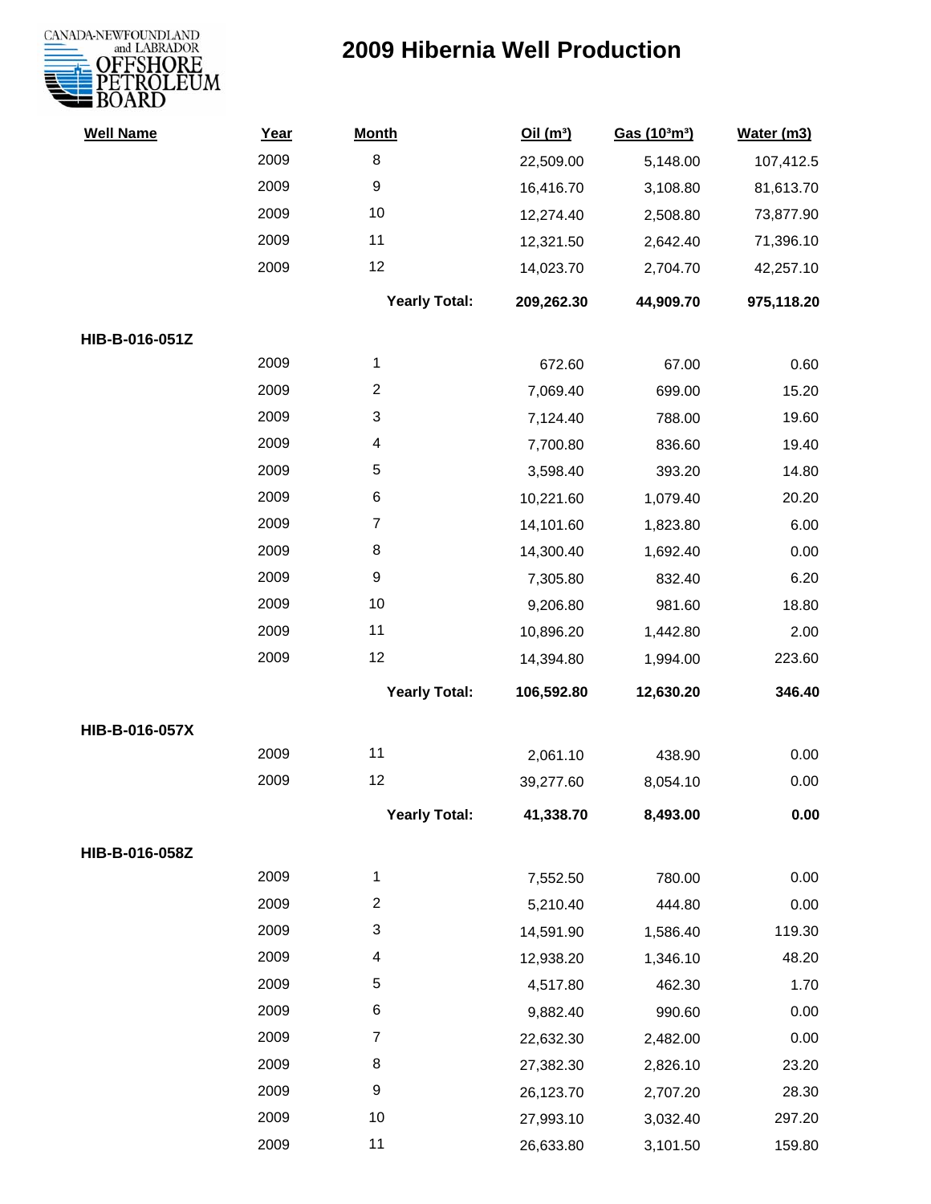# 2009 Hibernia Well Production

| Well Name | Year | Month | Oil ($m^3$) | Gas ($10^3m^3$) | Water (m3) |
|---|---|---|---|---|---|
| | 2009 | 8 | 22,509.00 | 5,148.00 | 107,412.5 |
| | 2009 | 9 | 16,416.70 | 3,108.80 | 81,613.70 |
| | 2009 | 10 | 12,274.40 | 2,508.80 | 73,877.90 |
| | 2009 | 11 | 12,321.50 | 2,642.40 | 71,396.10 |
| | 2009 | 12 | 14,023.70 | 2,704.70 | 42,257.10 |
| | | **Yearly Total:** | **209,262.30** | **44,909.70** | **975,118.20** |
| **HIB-B-016-051Z** | | | | | |
| | 2009 | 1 | 672.60 | 67.00 | 0.60 |
| | 2009 | 2 | 7,069.40 | 699.00 | 15.20 |
| | 2009 | 3 | 7,124.40 | 788.00 | 19.60 |
| | 2009 | 4 | 7,700.80 | 836.60 | 19.40 |
| | 2009 | 5 | 3,598.40 | 393.20 | 14.80 |
| | 2009 | 6 | 10,221.60 | 1,079.40 | 20.20 |
| | 2009 | 7 | 14,101.60 | 1,823.80 | 6.00 |
| | 2009 | 8 | 14,300.40 | 1,692.40 | 0.00 |
| | 2009 | 9 | 7,305.80 | 832.40 | 6.20 |
| | 2009 | 10 | 9,206.80 | 981.60 | 18.80 |
| | 2009 | 11 | 10,896.20 | 1,442.80 | 2.00 |
| | 2009 | 12 | 14,394.80 | 1,994.00 | 223.60 |
| | | **Yearly Total:** | **106,592.80** | **12,630.20** | **346.40** |
| **HIB-B-016-057X** | | | | | |
| | 2009 | 11 | 2,061.10 | 438.90 | 0.00 |
| | 2009 | 12 | 39,277.60 | 8,054.10 | 0.00 |
| | | **Yearly Total:** | **41,338.70** | **8,493.00** | **0.00** |
| **HIB-B-016-058Z** | | | | | |
| | 2009 | 1 | 7,552.50 | 780.00 | 0.00 |
| | 2009 | 2 | 5,210.40 | 444.80 | 0.00 |
| | 2009 | 3 | 14,591.90 | 1,586.40 | 119.30 |
| | 2009 | 4 | 12,938.20 | 1,346.10 | 48.20 |
| | 2009 | 5 | 4,517.80 | 462.30 | 1.70 |
| | 2009 | 6 | 9,882.40 | 990.60 | 0.00 |
| | 2009 | 7 | 22,632.30 | 2,482.00 | 0.00 |
| | 2009 | 8 | 27,382.30 | 2,826.10 | 23.20 |
| | 2009 | 9 | 26,123.70 | 2,707.20 | 28.30 |
| | 2009 | 10 | 27,993.10 | 3,032.40 | 297.20 |
| | 2009 | 11 | 26,633.80 | 3,101.50 | 159.80 |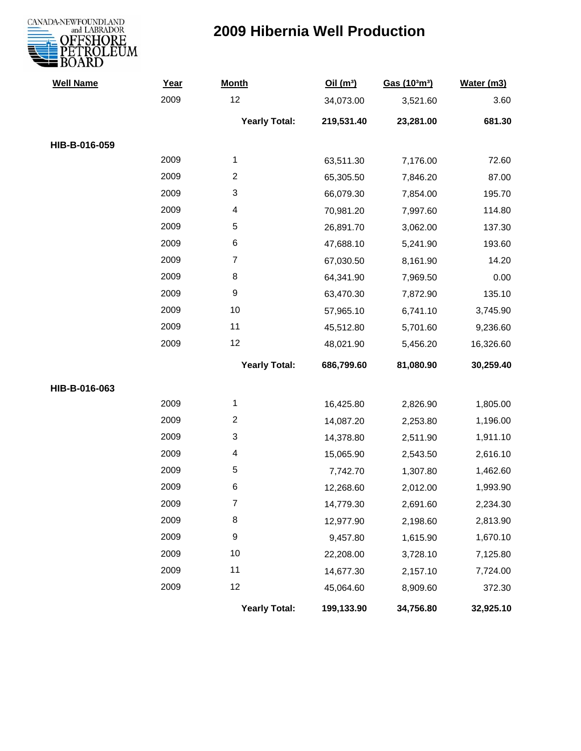# 2009 Hibernia Well Production

| Well Name | Year | Month | Oil ($m^3$) | Gas ($10^3m^3$) | Water (m3) |
|---|---|---|---|---|---|
| | 2009 | 12 | 34,073.00 | 3,521.60 | 3.60 |
| | | **Yearly Total:** | **219,531.40** | **23,281.00** | **681.30** |
| **HIB-B-016-059** | | | | | |
| | 2009 | 1 | 63,511.30 | 7,176.00 | 72.60 |
| | 2009 | 2 | 65,305.50 | 7,846.20 | 87.00 |
| | 2009 | 3 | 66,079.30 | 7,854.00 | 195.70 |
| | 2009 | 4 | 70,981.20 | 7,997.60 | 114.80 |
| | 2009 | 5 | 26,891.70 | 3,062.00 | 137.30 |
| | 2009 | 6 | 47,688.10 | 5,241.90 | 193.60 |
| | 2009 | 7 | 67,030.50 | 8,161.90 | 14.20 |
| | 2009 | 8 | 64,341.90 | 7,969.50 | 0.00 |
| | 2009 | 9 | 63,470.30 | 7,872.90 | 135.10 |
| | 2009 | 10 | 57,965.10 | 6,741.10 | 3,745.90 |
| | 2009 | 11 | 45,512.80 | 5,701.60 | 9,236.60 |
| | 2009 | 12 | 48,021.90 | 5,456.20 | 16,326.60 |
| | | **Yearly Total:** | **686,799.60** | **81,080.90** | **30,259.40** |
| **HIB-B-016-063** | | | | | |
| | 2009 | 1 | 16,425.80 | 2,826.90 | 1,805.00 |
| | 2009 | 2 | 14,087.20 | 2,253.80 | 1,196.00 |
| | 2009 | 3 | 14,378.80 | 2,511.90 | 1,911.10 |
| | 2009 | 4 | 15,065.90 | 2,543.50 | 2,616.10 |
| | 2009 | 5 | 7,742.70 | 1,307.80 | 1,462.60 |
| | 2009 | 6 | 12,268.60 | 2,012.00 | 1,993.90 |
| | 2009 | 7 | 14,779.30 | 2,691.60 | 2,234.30 |
| | 2009 | 8 | 12,977.90 | 2,198.60 | 2,813.90 |
| | 2009 | 9 | 9,457.80 | 1,615.90 | 1,670.10 |
| | 2009 | 10 | 22,208.00 | 3,728.10 | 7,125.80 |
| | 2009 | 11 | 14,677.30 | 2,157.10 | 7,724.00 |
| | 2009 | 12 | 45,064.60 | 8,909.60 | 372.30 |
| | | **Yearly Total:** | **199,133.90** | **34,756.80** | **32,925.10** |